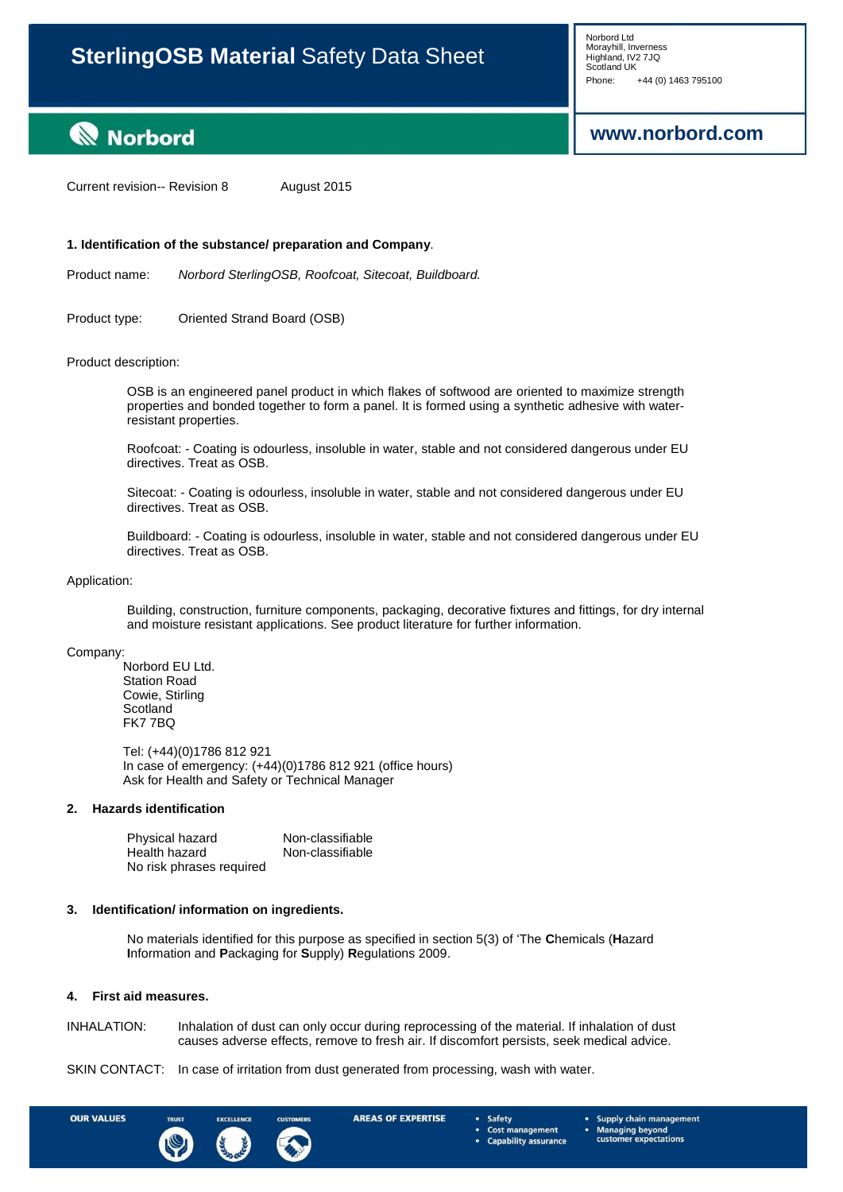# **SterlingOSB Material** Safety Data Sheet

Norbord Ltd
Morayhill, Inverness
Highland, IV2 7JQ
Scotland UK
Phone: +44 (0) 1463 795100

**Norbord**

**www.norbord.com**

Current revision-- Revision 8 August 2015

## 1. Identification of the substance/ preparation and Company.

Product name: *Norbord SterlingOSB, Roofcoat, Sitecoat, Buildboard.*

Product type: Oriented Strand Board (OSB)

Product description:

OSB is an engineered panel product in which flakes of softwood are oriented to maximize strength properties and bonded together to form a panel. It is formed using a synthetic adhesive with water-resistant properties.

Roofcoat: - Coating is odourless, insoluble in water, stable and not considered dangerous under EU directives. Treat as OSB.

Sitecoat: - Coating is odourless, insoluble in water, stable and not considered dangerous under EU directives. Treat as OSB.

Buildboard: - Coating is odourless, insoluble in water, stable and not considered dangerous under EU directives. Treat as OSB.

Application:

Building, construction, furniture components, packaging, decorative fixtures and fittings, for dry internal and moisture resistant applications. See product literature for further information.

Company:

Norbord EU Ltd.
Station Road
Cowie, Stirling
Scotland
FK7 7BQ

Tel: (+44)(0)1786 812 921
In case of emergency: (+44)(0)1786 812 921 (office hours)
Ask for Health and Safety or Technical Manager

## 2. Hazards identification

| | |
|---|---|
| Physical hazard | Non-classifiable |
| Health hazard | Non-classifiable |
| No risk phrases required | |

## 3. Identification/ information on ingredients.

No materials identified for this purpose as specified in section 5(3) of 'The **C**hemicals (**H**azard **I**nformation and **P**ackaging for **S**upply) **R**egulations 2009.

## 4. First aid measures.

INHALATION: Inhalation of dust can only occur during reprocessing of the material. If inhalation of dust causes adverse effects, remove to fresh air. If discomfort persists, seek medical advice.

SKIN CONTACT: In case of irritation from dust generated from processing, wash with water.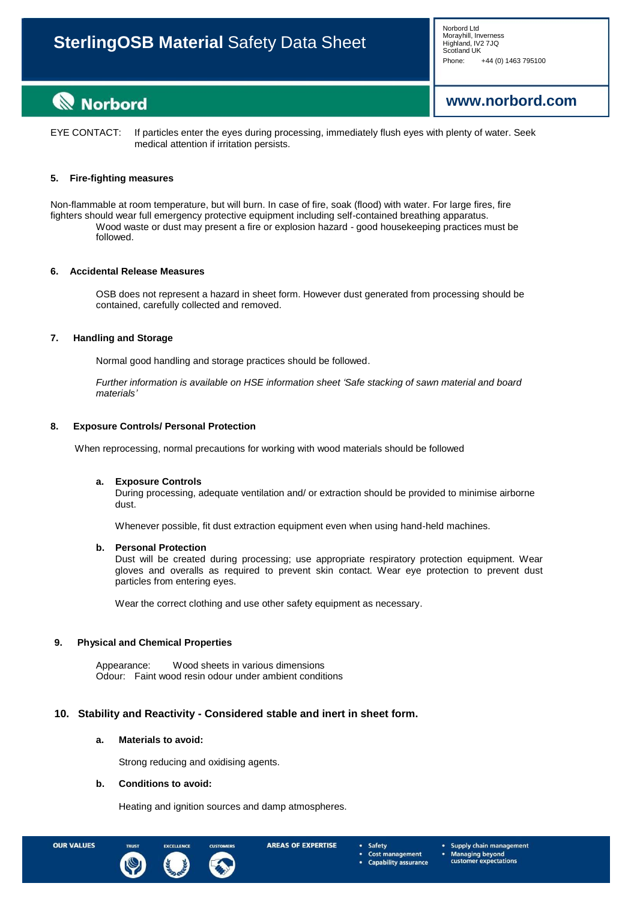EYE CONTACT: If particles enter the eyes during processing, immediately flush eyes with plenty of water. Seek medical attention if irritation persists.

## 5. Fire-fighting measures

Non-flammable at room temperature, but will burn. In case of fire, soak (flood) with water. For large fires, fire fighters should wear full emergency protective equipment including self-contained breathing apparatus.

Wood waste or dust may present a fire or explosion hazard - good housekeeping practices must be followed.

## 6. Accidental Release Measures

OSB does not represent a hazard in sheet form. However dust generated from processing should be contained, carefully collected and removed.

## 7. Handling and Storage

Normal good handling and storage practices should be followed.

*Further information is available on HSE information sheet 'Safe stacking of sawn material and board materials'*

## 8. Exposure Controls/ Personal Protection

When reprocessing, normal precautions for working with wood materials should be followed

### a. Exposure Controls

During processing, adequate ventilation and/ or extraction should be provided to minimise airborne dust.

Whenever possible, fit dust extraction equipment even when using hand-held machines.

### b. Personal Protection

Dust will be created during processing; use appropriate respiratory protection equipment. Wear gloves and overalls as required to prevent skin contact. Wear eye protection to prevent dust particles from entering eyes.

Wear the correct clothing and use other safety equipment as necessary.

## 9. Physical and Chemical Properties

Appearance: Wood sheets in various dimensions
Odour: Faint wood resin odour under ambient conditions

## 10. Stability and Reactivity - Considered stable and inert in sheet form.

### a. Materials to avoid:

Strong reducing and oxidising agents.

### b. Conditions to avoid:

Heating and ignition sources and damp atmospheres.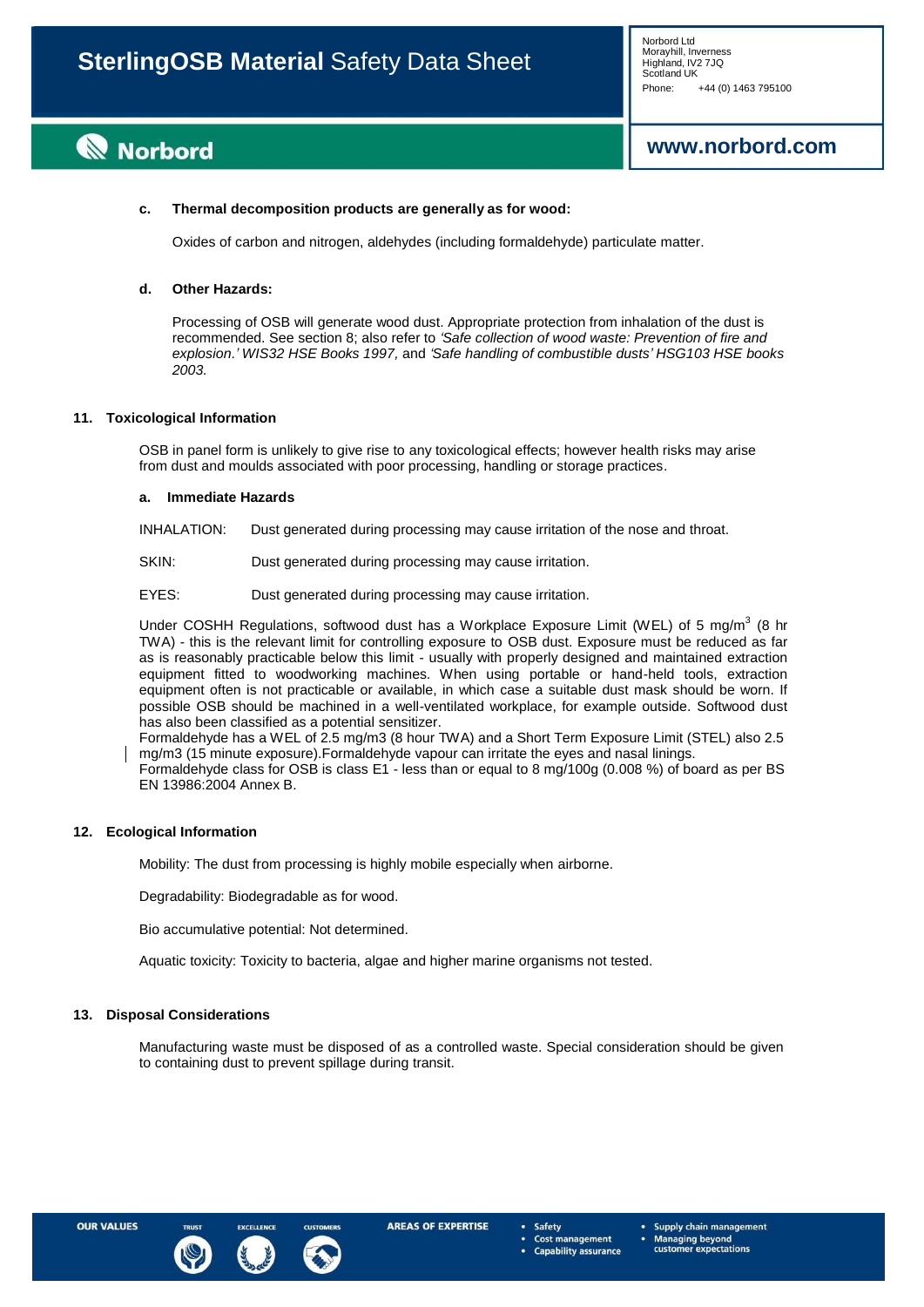**c. Thermal decomposition products are generally as for wood:**

Oxides of carbon and nitrogen, aldehydes (including formaldehyde) particulate matter.

**d. Other Hazards:**

Processing of OSB will generate wood dust. Appropriate protection from inhalation of the dust is recommended. See section 8; also refer to *'Safe collection of wood waste: Prevention of fire and explosion.' WIS32 HSE Books 1997,* and *'Safe handling of combustible dusts' HSG103 HSE books 2003.*

## 11. Toxicological Information

OSB in panel form is unlikely to give rise to any toxicological effects; however health risks may arise from dust and moulds associated with poor processing, handling or storage practices.

**a. Immediate Hazards**

INHALATION: Dust generated during processing may cause irritation of the nose and throat.

SKIN: Dust generated during processing may cause irritation.

EYES: Dust generated during processing may cause irritation.

Under COSHH Regulations, softwood dust has a Workplace Exposure Limit (WEL) of 5 mg/m$^3$ (8 hr TWA) - this is the relevant limit for controlling exposure to OSB dust. Exposure must be reduced as far as is reasonably practicable below this limit - usually with properly designed and maintained extraction equipment fitted to woodworking machines. When using portable or hand-held tools, extraction equipment often is not practicable or available, in which case a suitable dust mask should be worn. If possible OSB should be machined in a well-ventilated workplace, for example outside. Softwood dust has also been classified as a potential sensitizer.
Formaldehyde has a WEL of 2.5 mg/m3 (8 hour TWA) and a Short Term Exposure Limit (STEL) also 2.5 mg/m3 (15 minute exposure).Formaldehyde vapour can irritate the eyes and nasal linings.
Formaldehyde class for OSB is class E1 - less than or equal to 8 mg/100g (0.008 %) of board as per BS EN 13986:2004 Annex B.

## 12. Ecological Information

Mobility: The dust from processing is highly mobile especially when airborne.

Degradability: Biodegradable as for wood.

Bio accumulative potential: Not determined.

Aquatic toxicity: Toxicity to bacteria, algae and higher marine organisms not tested.

## 13. Disposal Considerations

Manufacturing waste must be disposed of as a controlled waste. Special consideration should be given to containing dust to prevent spillage during transit.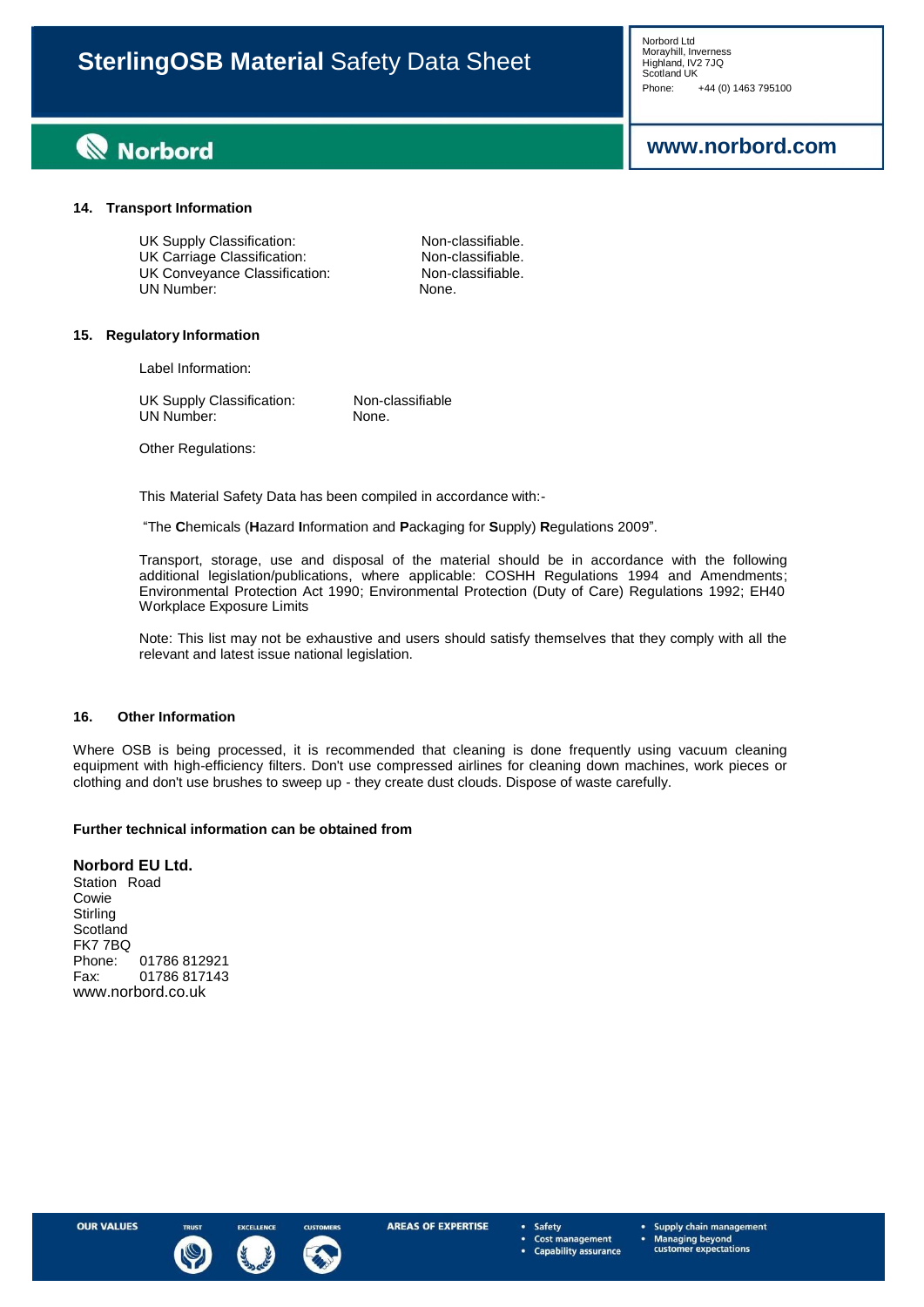## 14. Transport Information

| | |
|---|---|
| UK Supply Classification: | Non-classifiable. |
| UK Carriage Classification: | Non-classifiable. |
| UK Conveyance Classification: | Non-classifiable. |
| UN Number: | None. |

## 15. Regulatory Information

Label Information:

| | |
|---|---|
| UK Supply Classification: | Non-classifiable |
| UN Number: | None. |

Other Regulations:

This Material Safety Data has been compiled in accordance with:-

"The **C**hemicals (**H**azard **I**nformation and **P**ackaging for **S**upply) **R**egulations 2009".

Transport, storage, use and disposal of the material should be in accordance with the following additional legislation/publications, where applicable: COSHH Regulations 1994 and Amendments; Environmental Protection Act 1990; Environmental Protection (Duty of Care) Regulations 1992; EH40 Workplace Exposure Limits

Note: This list may not be exhaustive and users should satisfy themselves that they comply with all the relevant and latest issue national legislation.

## 16. Other Information

Where OSB is being processed, it is recommended that cleaning is done frequently using vacuum cleaning equipment with high-efficiency filters. Don't use compressed airlines for cleaning down machines, work pieces or clothing and don't use brushes to sweep up - they create dust clouds. Dispose of waste carefully.

**Further technical information can be obtained from**

**Norbord EU Ltd.**
Station Road
Cowie
Stirling
Scotland
FK7 7BQ
Phone: 01786 812921
Fax: 01786 817143
www.norbord.co.uk